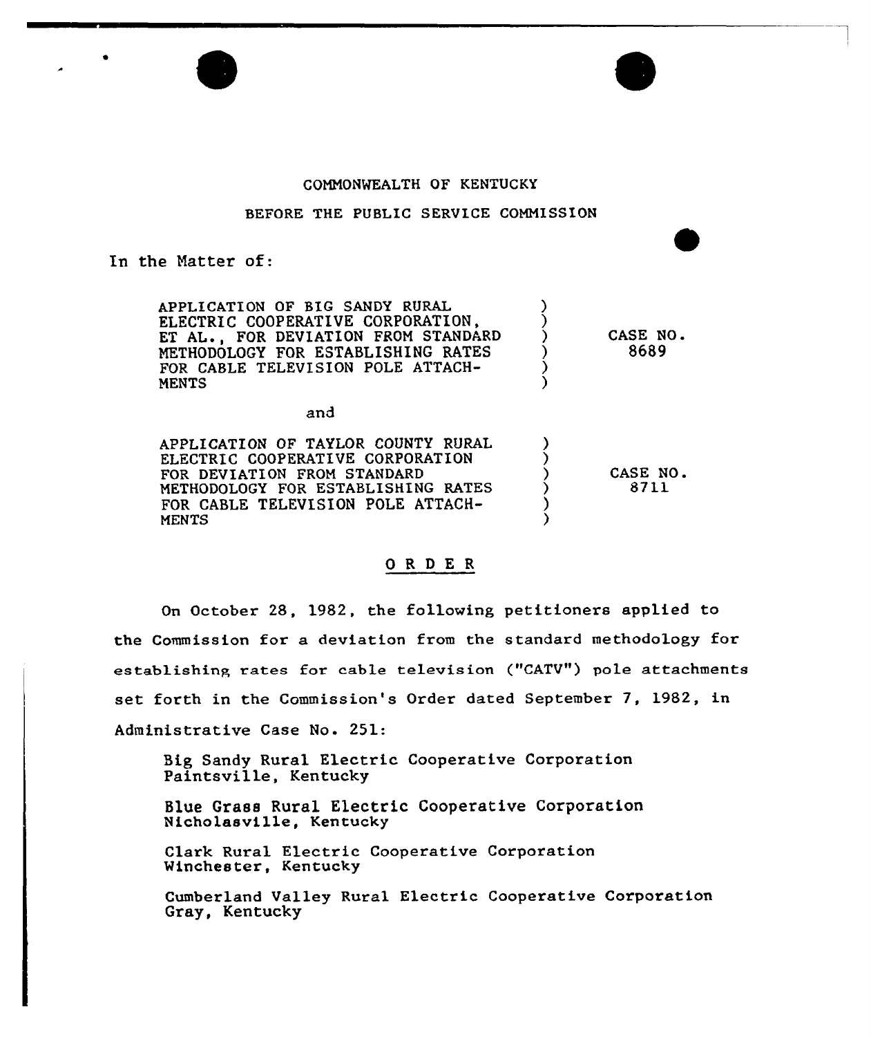COMMONWEALTH OF KENTUCKY

BEFORE THE PUBLIC SERVICE COMMISSION

In the Matter of:

| | | |
|---|---|---|
| APPLICATION OF BIG SANDY RURAL ELECTRIC COOPERATIVE CORPORATION, ET AL., FOR DEVIATION FROM STANDARD METHODOLOGY FOR ESTABLISHING RATES FOR CABLE TELEVISION POLE ATTACHMENTS | ) | CASE NO. 8689 |

and

| | | |
|---|---|---|
| APPLICATION OF TAYLOR COUNTY RURAL ELECTRIC COOPERATIVE CORPORATION FOR DEVIATION FROM STANDARD METHODOLOGY FOR ESTABLISHING RATES FOR CABLE TELEVISION POLE ATTACHMENTS | ) | CASE NO. 8711 |

## O R D E R

On October 28, 1982, the following petitioners applied to the Commission for a deviation from the standard methodology for establishing rates for cable television ("CATV") pole attachments set forth in the Commission's Order dated September 7, 1982, in Administrative Case No. 251:

Big Sandy Rural Electric Cooperative Corporation
Paintsville, Kentucky

Blue Grass Rural Electric Cooperative Corporation
Nicholasville, Kentucky

Clark Rural Electric Cooperative Corporation
Winchester, Kentucky

Cumberland Valley Rural Electric Cooperative Corporation
Gray, Kentucky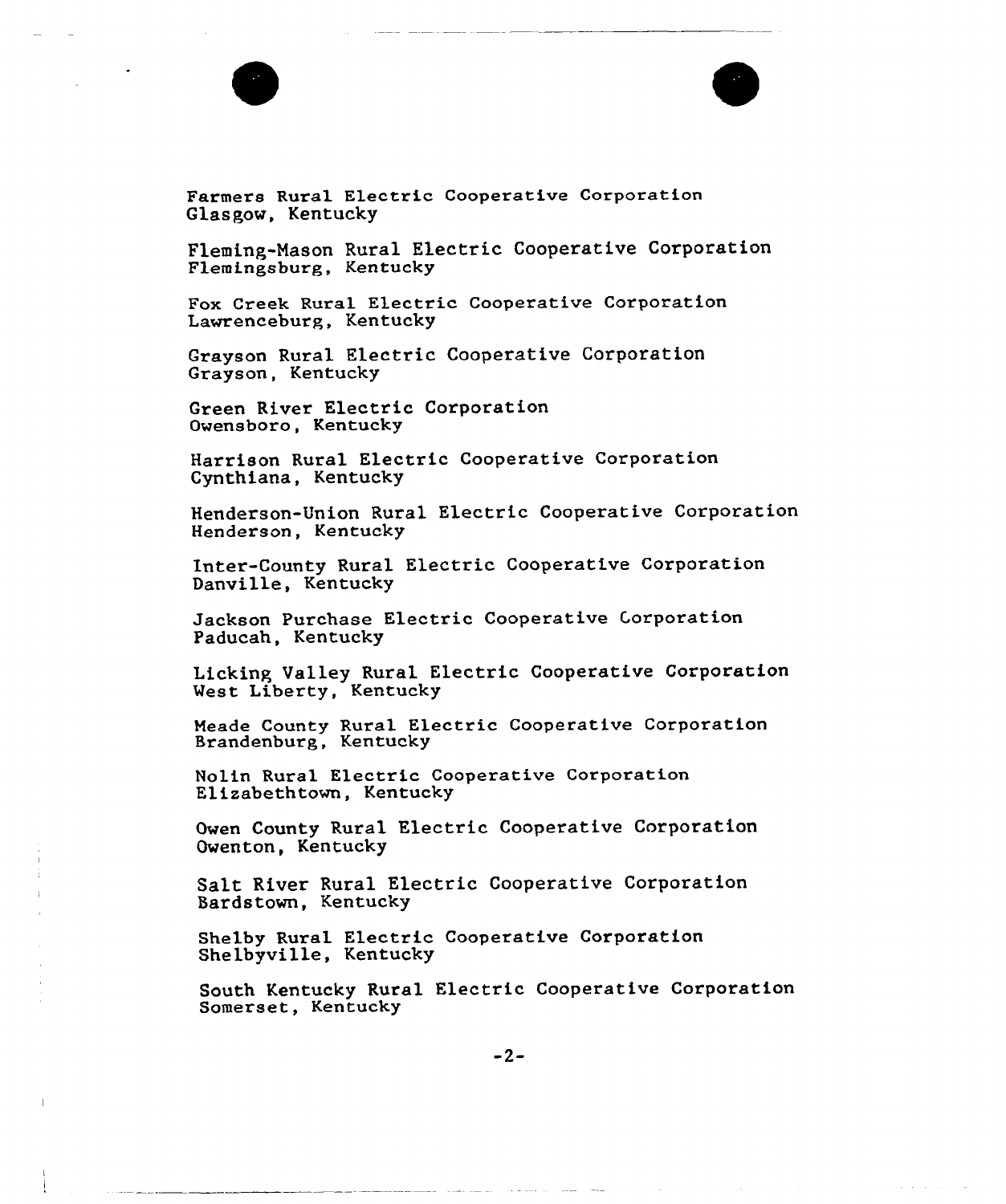Farmers Rural Electric Cooperative Corporation
Glasgow, Kentucky

Fleming-Mason Rural Electric Cooperative Corporation
Flemingsburg, Kentucky

Fox Creek Rural Electric Cooperative Corporation
Lawrenceburg, Kentucky

Grayson Rural Electric Cooperative Corporation
Grayson, Kentucky

Green River Electric Corporation
Owensboro, Kentucky

Harrison Rural Electric Cooperative Corporation
Cynthiana, Kentucky

Henderson-Union Rural Electric Cooperative Corporation
Henderson, Kentucky

Inter-County Rural Electric Cooperative Corporation
Danville, Kentucky

Jackson Purchase Electric Cooperative Corporation
Paducah, Kentucky

Licking Valley Rural Electric Cooperative Corporation
West Liberty, Kentucky

Meade County Rural Electric Cooperative Corporation
Brandenburg, Kentucky

Nolin Rural Electric Cooperative Corporation
Elizabethtown, Kentucky

Owen County Rural Electric Cooperative Corporation
Owenton, Kentucky

Salt River Rural Electric Cooperative Corporation
Bardstown, Kentucky

Shelby Rural Electric Cooperative Corporation
Shelbyville, Kentucky

South Kentucky Rural Electric Cooperative Corporation
Somerset, Kentucky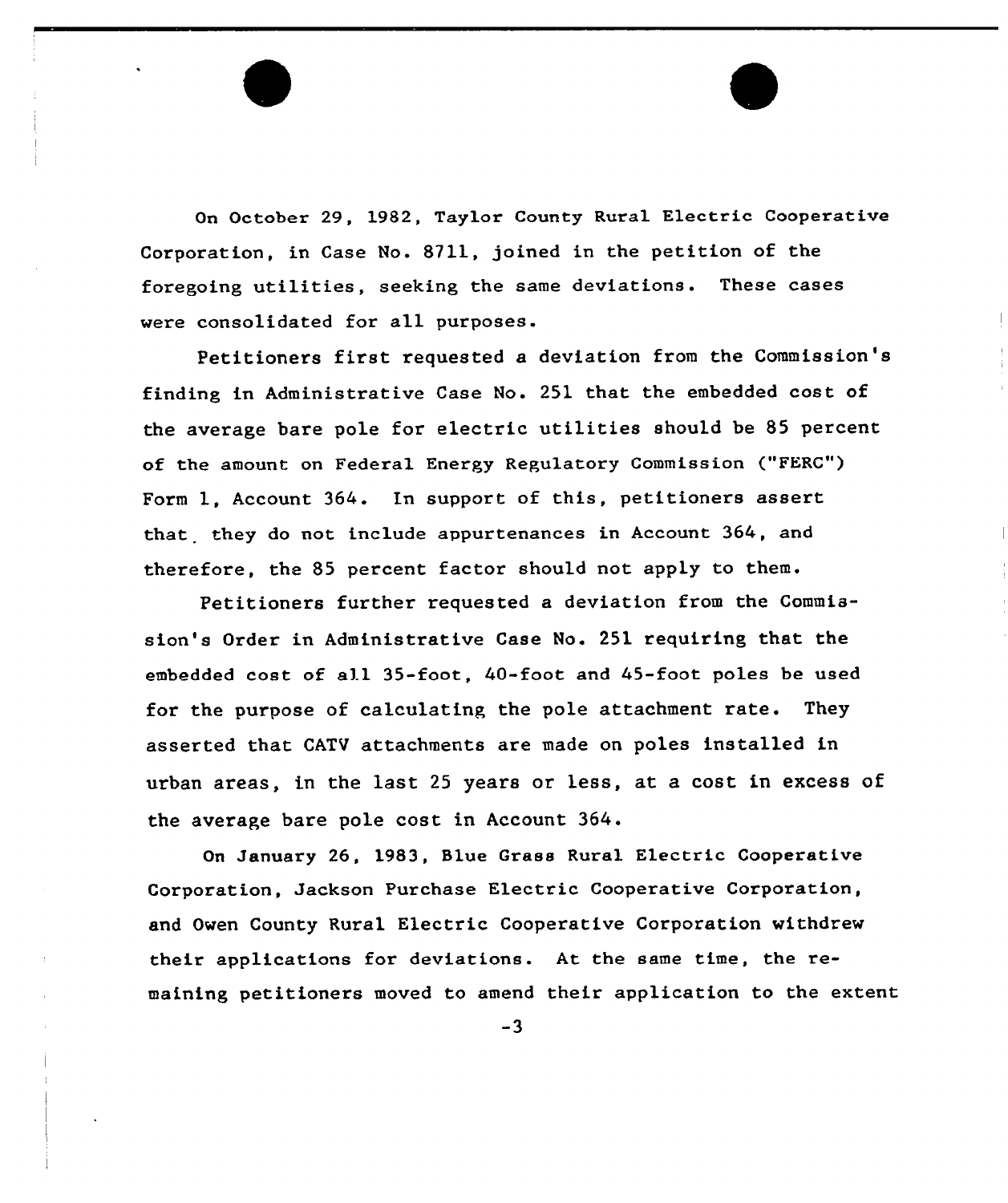On October 29, 1982, Taylor County Rural Electric Cooperative Corporation, in Case No. 8711, joined in the petition of the foregoing utilities, seeking the same deviations. These cases were consolidated for all purposes.

Petitioners first requested a deviation from the Commission's finding in Administrative Case No. 251 that the embedded cost of the average bare pole for electric utilities should be 85 percent of the amount on Federal Energy Regulatory Commission ("FERC") Form 1, Account 364. In support of this, petitioners assert that they do not include appurtenances in Account 364, and therefore, the 85 percent factor should not apply to them.

Petitioners further requested a deviation from the Commission's Order in Administrative Case No. 251 requiring that the embedded cost of all 35-foot, 40-foot and 45-foot poles be used for the purpose of calculating the pole attachment rate. They asserted that CATV attachments are made on poles installed in urban areas, in the last 25 years or less, at a cost in excess of the average bare pole cost in Account 364.

On January 26, 1983, Blue Grass Rural Electric Cooperative Corporation, Jackson Purchase Electric Cooperative Corporation, and Owen County Rural Electric Cooperative Corporation withdrew their applications for deviations. At the same time, the remaining petitioners moved to amend their application to the extent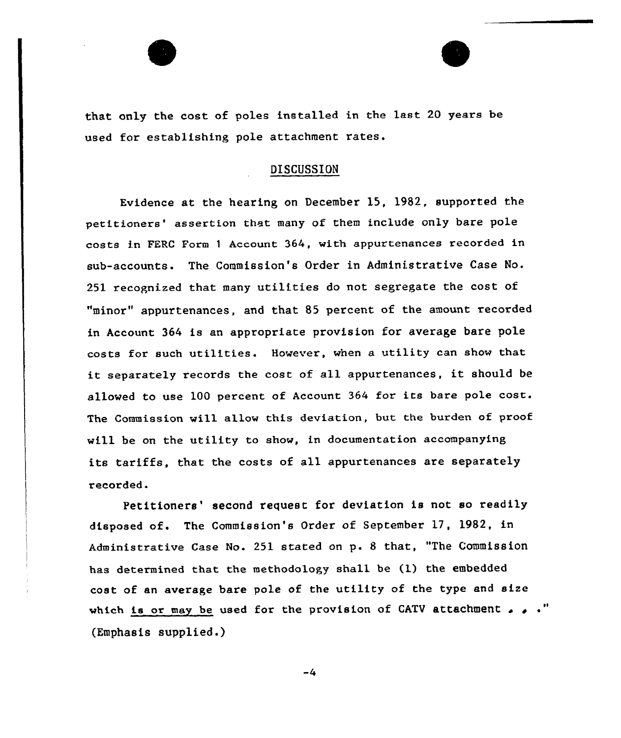that only the cost of poles installed in the last 20 years be used for establishing pole attachment rates.

## DISCUSSION

Evidence at the hearing on December 15, 1982, supported the petitioners' assertion that many of them include only bare pole costs in FERC Form 1 Account 364, with appurtenances recorded in sub-accounts. The Commission's Order in Administrative Case No. 251 recognized that many utilities do not segregate the cost of "minor" appurtenances, and that 85 percent of the amount recorded in Account 364 is an appropriate provision for average bare pole costs for such utilities. However, when a utility can show that it separately records the cost of all appurtenances, it should be allowed to use 100 percent of Account 364 for its bare pole cost. The Commission will allow this deviation, but the burden of proof will be on the utility to show, in documentation accompanying its tariffs, that the costs of all appurtenances are separately recorded.

Petitioners' second request for deviation is not so readily disposed of. The Commission's Order of September 17, 1982, in Administrative Case No. 251 stated on p. 8 that, "The Commission has determined that the methodology shall be (1) the embedded cost of an average bare pole of the utility of the type and size which <u>is or may be</u> used for the provision of CATV attachment . . ." (Emphasis supplied.)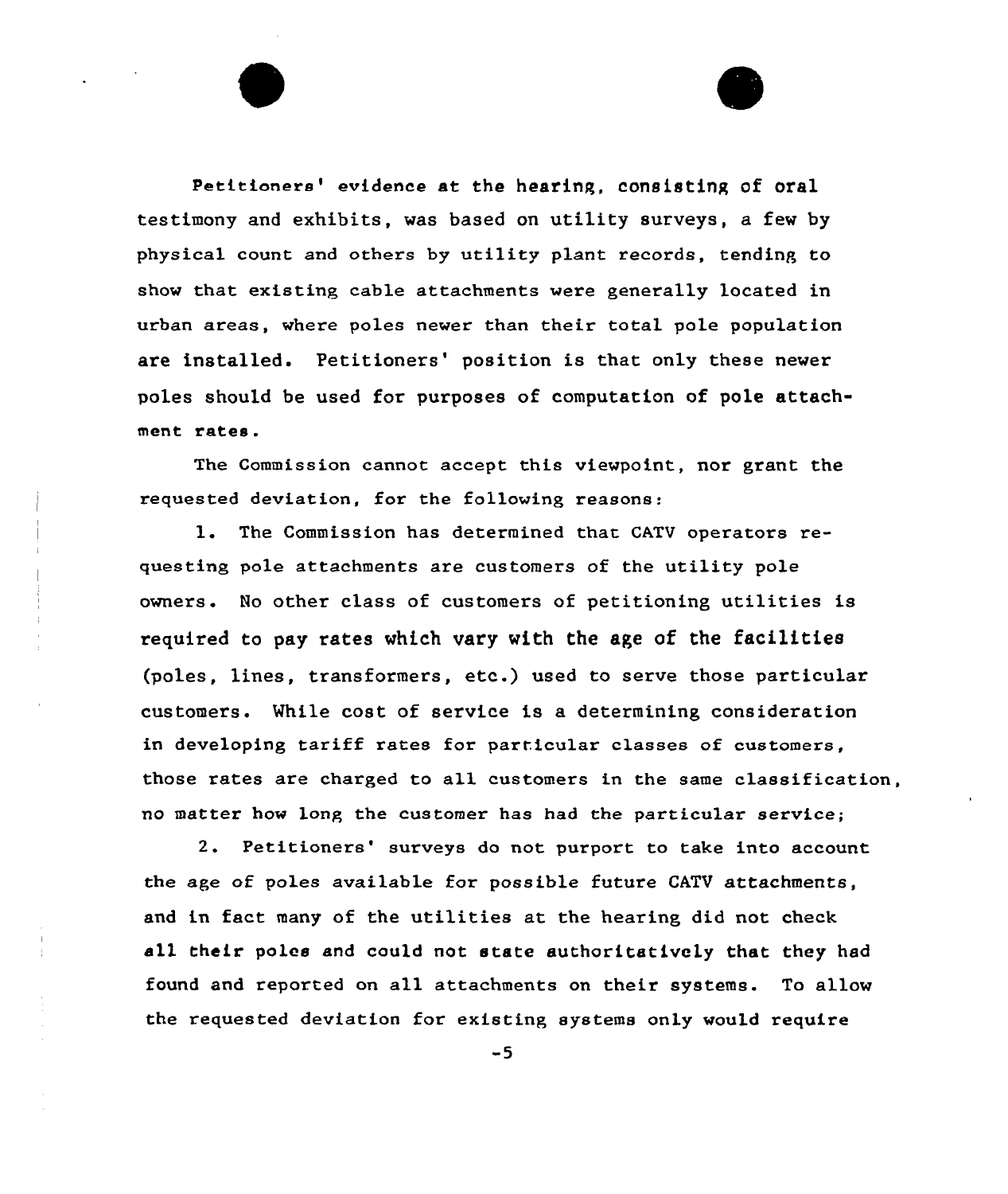Petitioners' evidence at the hearing, consisting of oral testimony and exhibits, was based on utility surveys, a few by physical count and others by utility plant records, tending to show that existing cable attachments were generally located in urban areas, where poles newer than their total pole population are installed. Petitioners' position is that only these newer poles should be used for purposes of computation of pole attachment rates.

The Commission cannot accept this viewpoint, nor grant the requested deviation, for the following reasons:

1. The Commission has determined that CATV operators requesting pole attachments are customers of the utility pole owners. No other class of customers of petitioning utilities is required to pay rates which vary with the age of the facilities (poles, lines, transformers, etc.) used to serve those particular customers. While cost of service is a determining consideration in developing tariff rates for particular classes of customers, those rates are charged to all customers in the same classification, no matter how long the customer has had the particular service;

2. Petitioners' surveys do not purport to take into account the age of poles available for possible future CATV attachments, and in fact many of the utilities at the hearing did not check all their poles and could not state authoritatively that they had found and reported on all attachments on their systems. To allow the requested deviation for existing systems only would require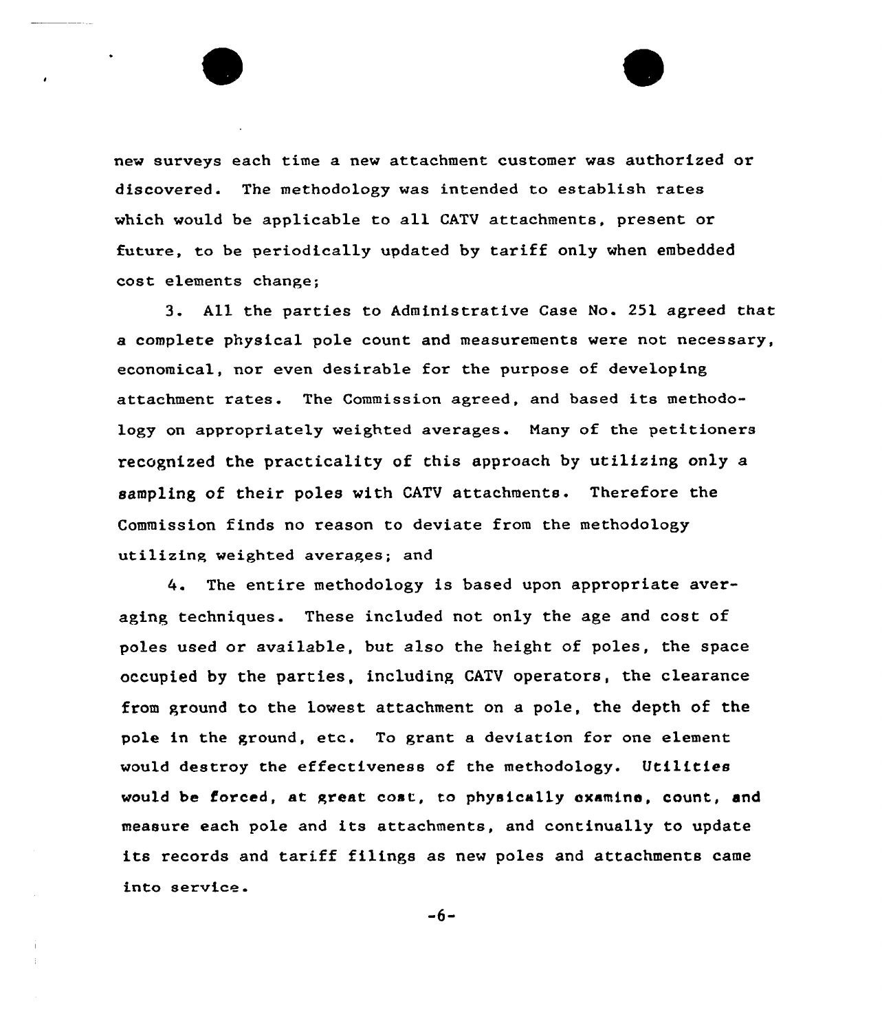new surveys each time a new attachment customer was authorized or discovered. The methodology was intended to establish rates which would be applicable to all CATV attachments, present or future, to be periodically updated by tariff only when embedded cost elements change;

3. All the parties to Administrative Case No. 251 agreed that a complete physical pole count and measurements were not necessary, economical, nor even desirable for the purpose of developing attachment rates. The Commission agreed, and based its methodology on appropriately weighted averages. Many of the petitioners recognized the practicality of this approach by utilizing only a sampling of their poles with CATV attachments. Therefore the Commission finds no reason to deviate from the methodology utilizing weighted averages; and

4. The entire methodology is based upon appropriate averaging techniques. These included not only the age and cost of poles used or available, but also the height of poles, the space occupied by the parties, including CATV operators, the clearance from ground to the lowest attachment on a pole, the depth of the pole in the ground, etc. To grant a deviation for one element would destroy the effectiveness of the methodology. Utilities would be forced, at great cost, to physically examine, count, and measure each pole and its attachments, and continually to update its records and tariff filings as new poles and attachments came into service.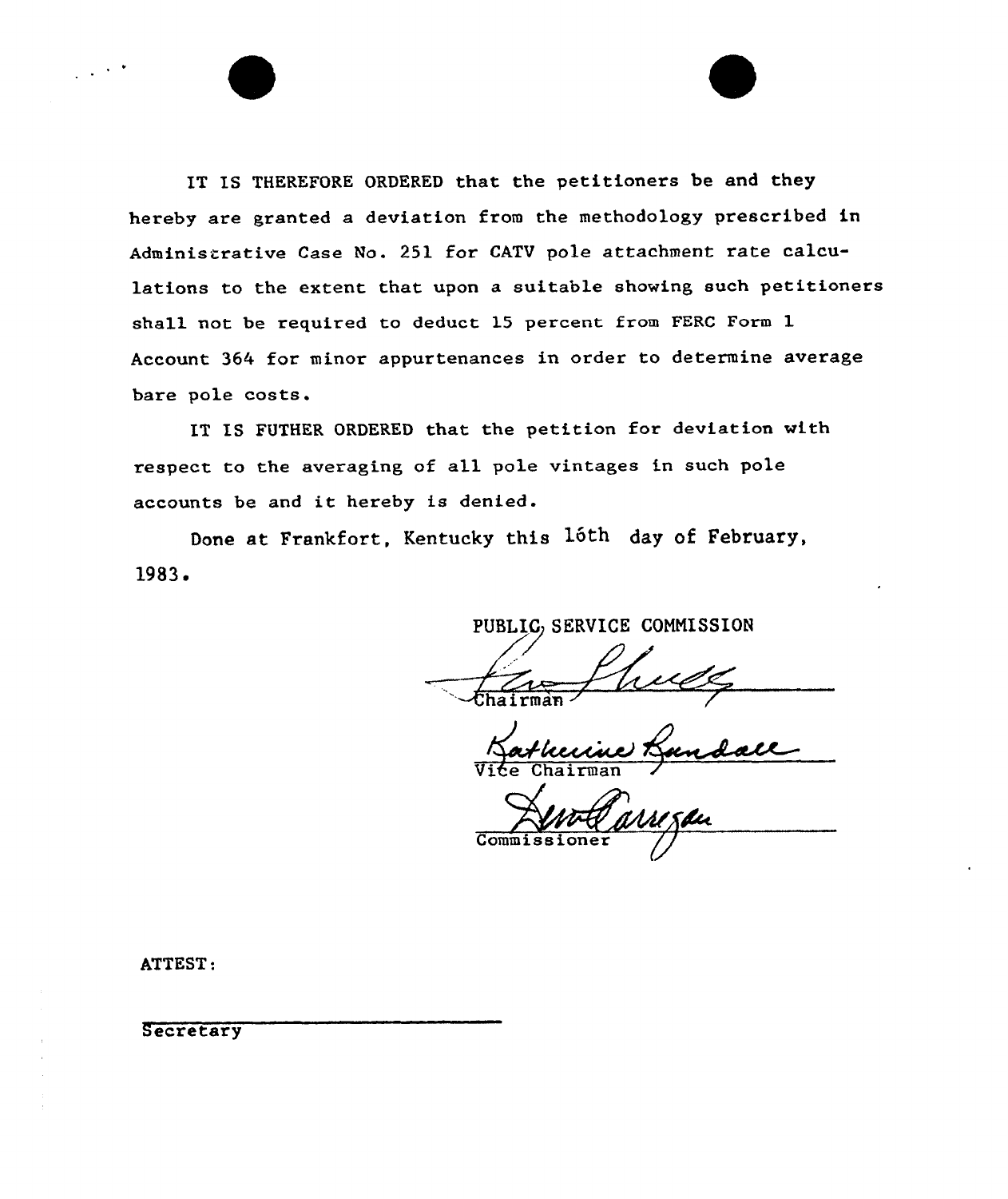IT IS THEREFORE ORDERED that the petitioners be and they hereby are granted a deviation from the methodology prescribed in Administrative Case No. 251 for CATV pole attachment rate calculations to the extent that upon a suitable showing such petitioners shall not be required to deduct 15 percent from FERC Form 1 Account 364 for minor appurtenances in order to determine average bare pole costs.

IT IS FUTHER ORDERED that the petition for deviation with respect to the averaging of all pole vintages in such pole accounts be and it hereby is denied.

Done at Frankfort, Kentucky this 16th day of February, 1983.

PUBLIC SERVICE COMMISSION

Chairman

Vice Chairman

Commissioner

ATTEST:

Secretary